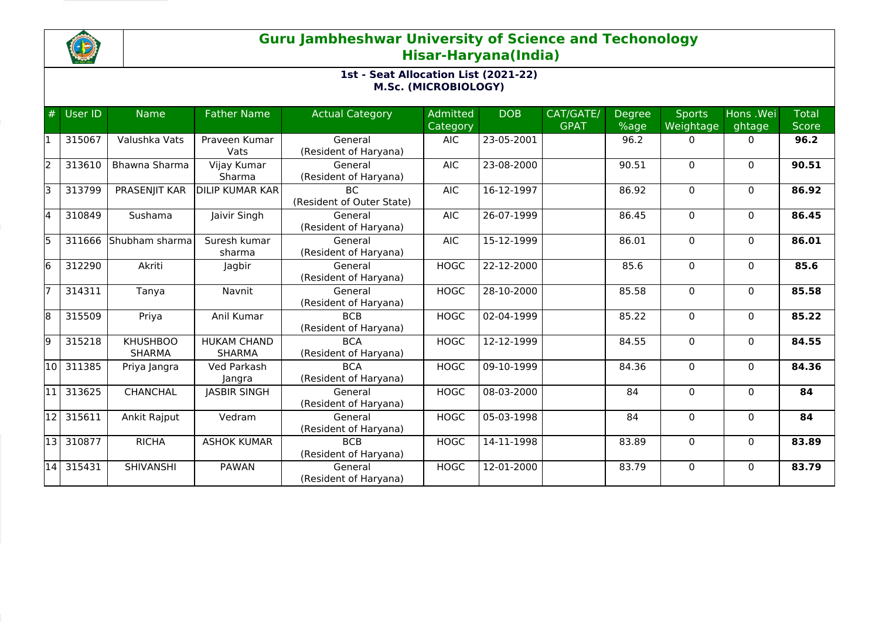# Guru Jambheshwar University of Science and Techonology
## Hisar-Haryana(India)

### 1st - Seat Allocation List (2021-22)
### M.Sc. (MICROBIOLOGY)

| # | User ID | Name | Father Name | Actual Category | Admitted Category | DOB | CAT/GATE/ GPAT | Degree %age | Sports Weightage | Hons .Weightage | Total Score |
|---|---|---|---|---|---|---|---|---|---|---|---|
| 1 | 315067 | Valushka Vats | Praveen Kumar Vats | General (Resident of Haryana) | AIC | 23-05-2001 | | 96.2 | 0 | 0 | **96.2** |
| 2 | 313610 | Bhawna Sharma | Vijay Kumar Sharma | General (Resident of Haryana) | AIC | 23-08-2000 | | 90.51 | 0 | 0 | **90.51** |
| 3 | 313799 | PRASENJIT KAR | DILIP KUMAR KAR | BC (Resident of Outer State) | AIC | 16-12-1997 | | 86.92 | 0 | 0 | **86.92** |
| 4 | 310849 | Sushama | Jaivir Singh | General (Resident of Haryana) | AIC | 26-07-1999 | | 86.45 | 0 | 0 | **86.45** |
| 5 | 311666 | Shubham sharma | Suresh kumar sharma | General (Resident of Haryana) | AIC | 15-12-1999 | | 86.01 | 0 | 0 | **86.01** |
| 6 | 312290 | Akriti | Jagbir | General (Resident of Haryana) | HOGC | 22-12-2000 | | 85.6 | 0 | 0 | **85.6** |
| 7 | 314311 | Tanya | Navnit | General (Resident of Haryana) | HOGC | 28-10-2000 | | 85.58 | 0 | 0 | **85.58** |
| 8 | 315509 | Priya | Anil Kumar | BCB (Resident of Haryana) | HOGC | 02-04-1999 | | 85.22 | 0 | 0 | **85.22** |
| 9 | 315218 | KHUSHBOO SHARMA | HUKAM CHAND SHARMA | BCA (Resident of Haryana) | HOGC | 12-12-1999 | | 84.55 | 0 | 0 | **84.55** |
| 10 | 311385 | Priya Jangra | Ved Parkash Jangra | BCA (Resident of Haryana) | HOGC | 09-10-1999 | | 84.36 | 0 | 0 | **84.36** |
| 11 | 313625 | CHANCHAL | JASBIR SINGH | General (Resident of Haryana) | HOGC | 08-03-2000 | | 84 | 0 | 0 | **84** |
| 12 | 315611 | Ankit Rajput | Vedram | General (Resident of Haryana) | HOGC | 05-03-1998 | | 84 | 0 | 0 | **84** |
| 13 | 310877 | RICHA | ASHOK KUMAR | BCB (Resident of Haryana) | HOGC | 14-11-1998 | | 83.89 | 0 | 0 | **83.89** |
| 14 | 315431 | SHIVANSHI | PAWAN | General (Resident of Haryana) | HOGC | 12-01-2000 | | 83.79 | 0 | 0 | **83.79** |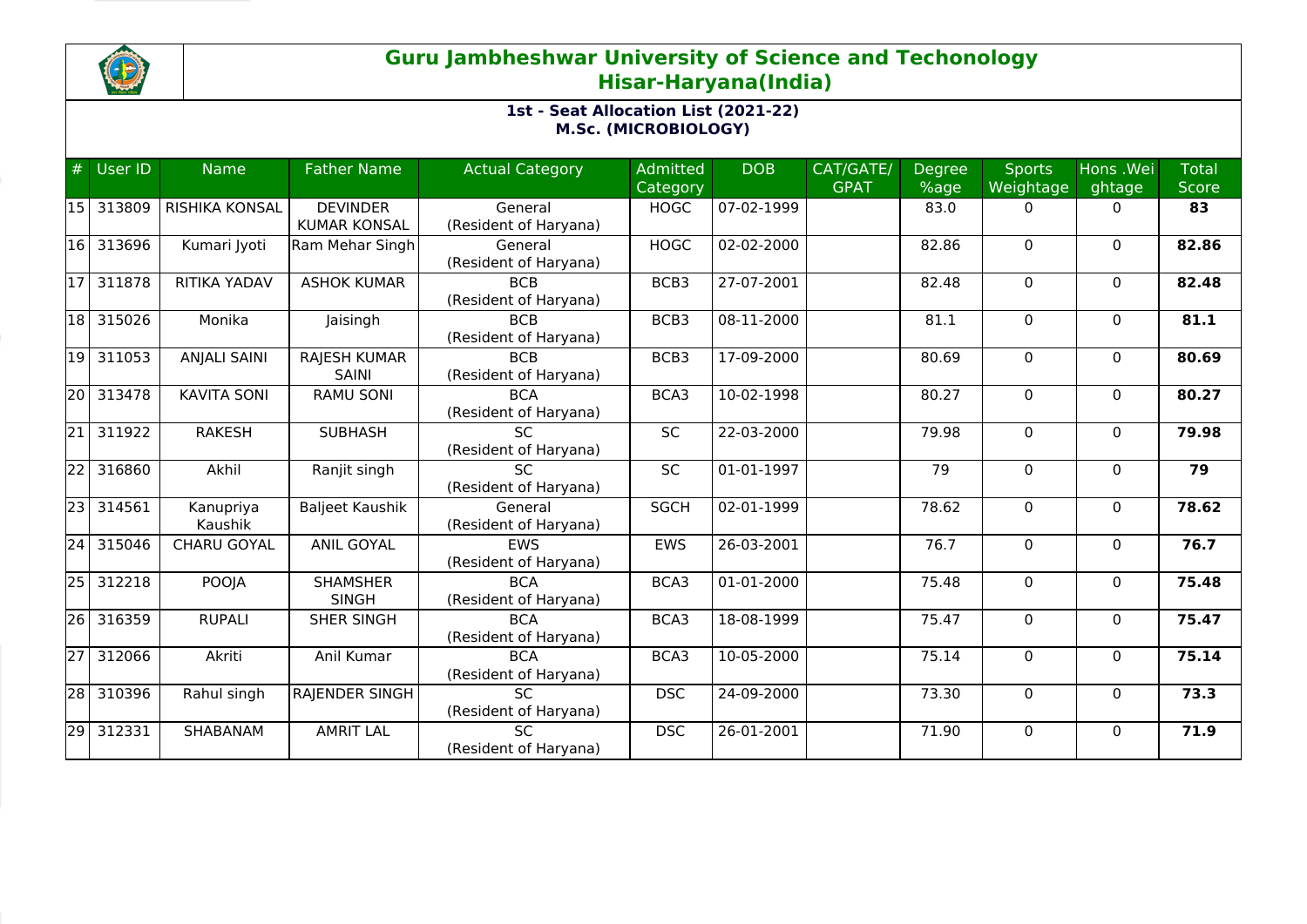## Guru Jambheshwar University of Science and Techonology
## Hisar-Haryana(India)

### 1st - Seat Allocation List (2021-22)
### M.Sc. (MICROBIOLOGY)

| # | User ID | Name | Father Name | Actual Category | Admitted Category | DOB | CAT/GATE/GPAT | Degree %age | Sports Weightage | Hons .Weightage | Total Score |
|---|---|---|---|---|---|---|---|---|---|---|---|
| 15 | 313809 | RISHIKA KONSAL | DEVINDER KUMAR KONSAL | General (Resident of Haryana) | HOGC | 07-02-1999 | | 83.0 | 0 | 0 | **83** |
| 16 | 313696 | Kumari Jyoti | Ram Mehar Singh | General (Resident of Haryana) | HOGC | 02-02-2000 | | 82.86 | 0 | 0 | **82.86** |
| 17 | 311878 | RITIKA YADAV | ASHOK KUMAR | BCB (Resident of Haryana) | BCB3 | 27-07-2001 | | 82.48 | 0 | 0 | **82.48** |
| 18 | 315026 | Monika | Jaisingh | BCB (Resident of Haryana) | BCB3 | 08-11-2000 | | 81.1 | 0 | 0 | **81.1** |
| 19 | 311053 | ANJALI SAINI | RAJESH KUMAR SAINI | BCB (Resident of Haryana) | BCB3 | 17-09-2000 | | 80.69 | 0 | 0 | **80.69** |
| 20 | 313478 | KAVITA SONI | RAMU SONI | BCA (Resident of Haryana) | BCA3 | 10-02-1998 | | 80.27 | 0 | 0 | **80.27** |
| 21 | 311922 | RAKESH | SUBHASH | SC (Resident of Haryana) | SC | 22-03-2000 | | 79.98 | 0 | 0 | **79.98** |
| 22 | 316860 | Akhil | Ranjit singh | SC (Resident of Haryana) | SC | 01-01-1997 | | 79 | 0 | 0 | **79** |
| 23 | 314561 | Kanupriya Kaushik | Baljeet Kaushik | General (Resident of Haryana) | SGCH | 02-01-1999 | | 78.62 | 0 | 0 | **78.62** |
| 24 | 315046 | CHARU GOYAL | ANIL GOYAL | EWS (Resident of Haryana) | EWS | 26-03-2001 | | 76.7 | 0 | 0 | **76.7** |
| 25 | 312218 | POOJA | SHAMSHER SINGH | BCA (Resident of Haryana) | BCA3 | 01-01-2000 | | 75.48 | 0 | 0 | **75.48** |
| 26 | 316359 | RUPALI | SHER SINGH | BCA (Resident of Haryana) | BCA3 | 18-08-1999 | | 75.47 | 0 | 0 | **75.47** |
| 27 | 312066 | Akriti | Anil Kumar | BCA (Resident of Haryana) | BCA3 | 10-05-2000 | | 75.14 | 0 | 0 | **75.14** |
| 28 | 310396 | Rahul singh | RAJENDER SINGH | SC (Resident of Haryana) | DSC | 24-09-2000 | | 73.30 | 0 | 0 | **73.3** |
| 29 | 312331 | SHABANAM | AMRIT LAL | SC (Resident of Haryana) | DSC | 26-01-2001 | | 71.90 | 0 | 0 | **71.9** |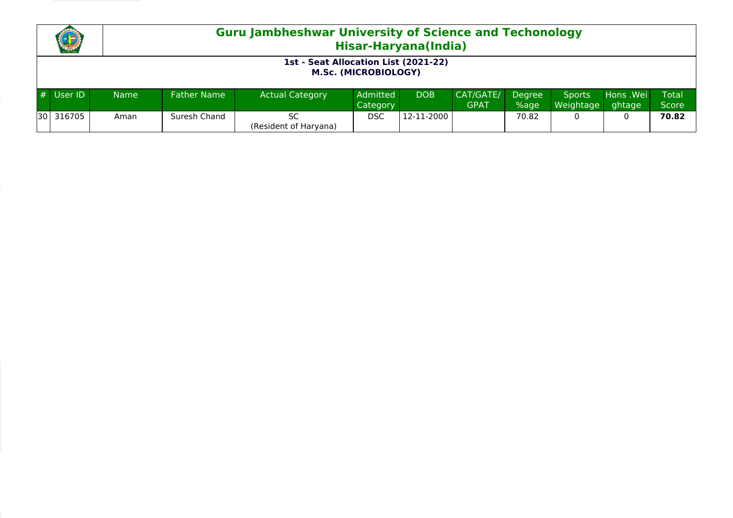# Guru Jambheshwar University of Science and Techonology
## Hisar-Haryana(India)

### 1st - Seat Allocation List (2021-22)
### M.Sc. (MICROBIOLOGY)

| # | User ID | Name | Father Name | Actual Category | Admitted Category | DOB | CAT/GATE/ GPAT | Degree %age | Sports Weightage | Hons .Weightage | Total Score |
|---|---|---|---|---|---|---|---|---|---|---|---|
| 30 | 316705 | Aman | Suresh Chand | SC (Resident of Haryana) | DSC | 12-11-2000 | | 70.82 | 0 | 0 | **70.82** |